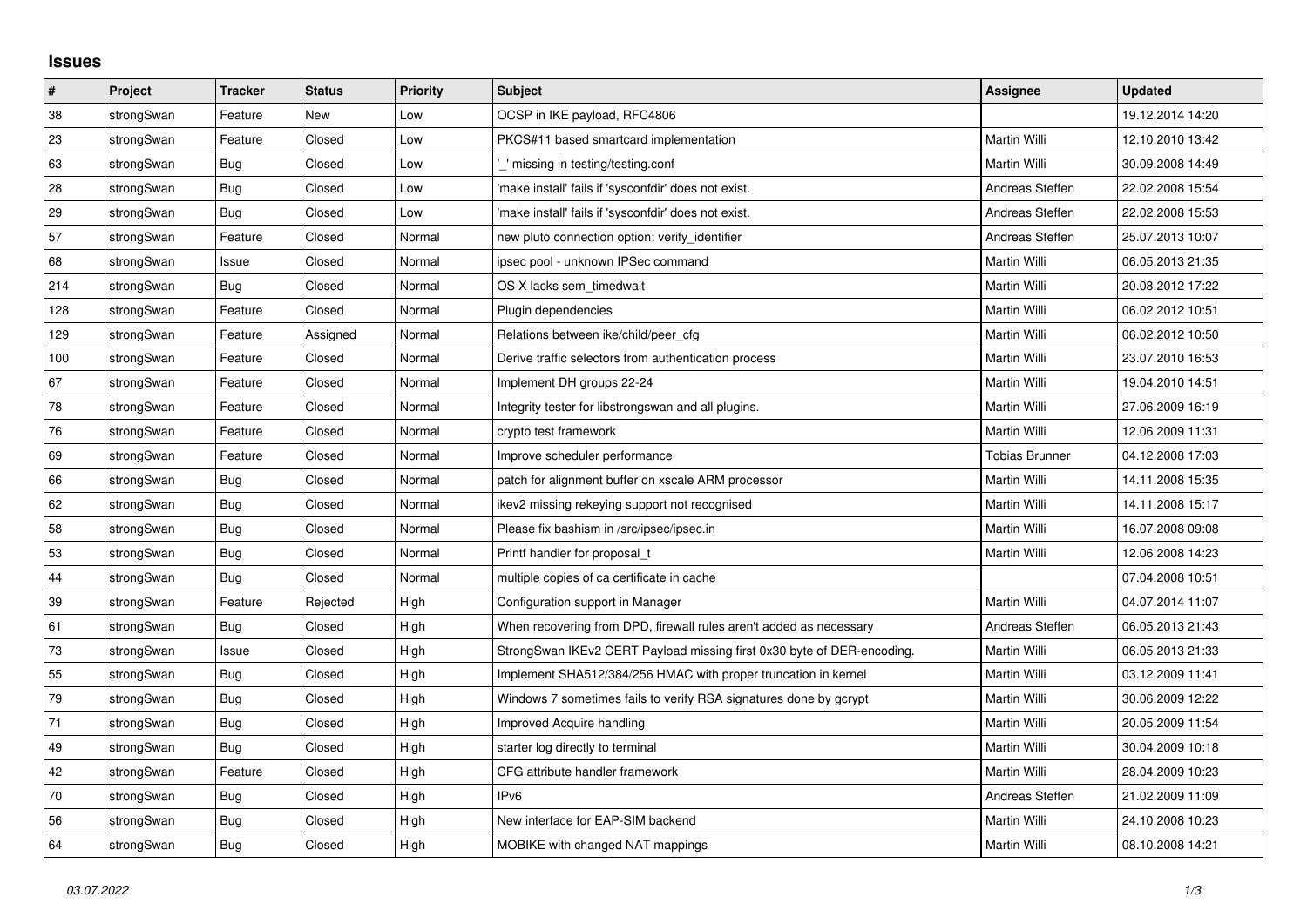# Issues

| # | Project | Tracker | Status | Priority | Subject | Assignee | Updated |
|---|---|---|---|---|---|---|---|
| 38 | strongSwan | Feature | New | Low | OCSP in IKE payload, RFC4806 | | 19.12.2014 14:20 |
| 23 | strongSwan | Feature | Closed | Low | PKCS#11 based smartcard implementation | Martin Willi | 12.10.2010 13:42 |
| 63 | strongSwan | Bug | Closed | Low | '_' missing in testing/testing.conf | Martin Willi | 30.09.2008 14:49 |
| 28 | strongSwan | Bug | Closed | Low | 'make install' fails if 'sysconfdir' does not exist. | Andreas Steffen | 22.02.2008 15:54 |
| 29 | strongSwan | Bug | Closed | Low | 'make install' fails if 'sysconfdir' does not exist. | Andreas Steffen | 22.02.2008 15:53 |
| 57 | strongSwan | Feature | Closed | Normal | new pluto connection option: verify_identifier | Andreas Steffen | 25.07.2013 10:07 |
| 68 | strongSwan | Issue | Closed | Normal | ipsec pool - unknown IPSec command | Martin Willi | 06.05.2013 21:35 |
| 214 | strongSwan | Bug | Closed | Normal | OS X lacks sem_timedwait | Martin Willi | 20.08.2012 17:22 |
| 128 | strongSwan | Feature | Closed | Normal | Plugin dependencies | Martin Willi | 06.02.2012 10:51 |
| 129 | strongSwan | Feature | Assigned | Normal | Relations between ike/child/peer_cfg | Martin Willi | 06.02.2012 10:50 |
| 100 | strongSwan | Feature | Closed | Normal | Derive traffic selectors from authentication process | Martin Willi | 23.07.2010 16:53 |
| 67 | strongSwan | Feature | Closed | Normal | Implement DH groups 22-24 | Martin Willi | 19.04.2010 14:51 |
| 78 | strongSwan | Feature | Closed | Normal | Integrity tester for libstrongswan and all plugins. | Martin Willi | 27.06.2009 16:19 |
| 76 | strongSwan | Feature | Closed | Normal | crypto test framework | Martin Willi | 12.06.2009 11:31 |
| 69 | strongSwan | Feature | Closed | Normal | Improve scheduler performance | Tobias Brunner | 04.12.2008 17:03 |
| 66 | strongSwan | Bug | Closed | Normal | patch for alignment buffer on xscale ARM processor | Martin Willi | 14.11.2008 15:35 |
| 62 | strongSwan | Bug | Closed | Normal | ikev2 missing rekeying support not recognised | Martin Willi | 14.11.2008 15:17 |
| 58 | strongSwan | Bug | Closed | Normal | Please fix bashism in /src/ipsec/ipsec.in | Martin Willi | 16.07.2008 09:08 |
| 53 | strongSwan | Bug | Closed | Normal | Printf handler for proposal_t | Martin Willi | 12.06.2008 14:23 |
| 44 | strongSwan | Bug | Closed | Normal | multiple copies of ca certificate in cache | | 07.04.2008 10:51 |
| 39 | strongSwan | Feature | Rejected | High | Configuration support in Manager | Martin Willi | 04.07.2014 11:07 |
| 61 | strongSwan | Bug | Closed | High | When recovering from DPD, firewall rules aren't added as necessary | Andreas Steffen | 06.05.2013 21:43 |
| 73 | strongSwan | Issue | Closed | High | StrongSwan IKEv2 CERT Payload missing first 0x30 byte of DER-encoding. | Martin Willi | 06.05.2013 21:33 |
| 55 | strongSwan | Bug | Closed | High | Implement SHA512/384/256 HMAC with proper truncation in kernel | Martin Willi | 03.12.2009 11:41 |
| 79 | strongSwan | Bug | Closed | High | Windows 7 sometimes fails to verify RSA signatures done by gcrypt | Martin Willi | 30.06.2009 12:22 |
| 71 | strongSwan | Bug | Closed | High | Improved Acquire handling | Martin Willi | 20.05.2009 11:54 |
| 49 | strongSwan | Bug | Closed | High | starter log directly to terminal | Martin Willi | 30.04.2009 10:18 |
| 42 | strongSwan | Feature | Closed | High | CFG attribute handler framework | Martin Willi | 28.04.2009 10:23 |
| 70 | strongSwan | Bug | Closed | High | IPv6 | Andreas Steffen | 21.02.2009 11:09 |
| 56 | strongSwan | Bug | Closed | High | New interface for EAP-SIM backend | Martin Willi | 24.10.2008 10:23 |
| 64 | strongSwan | Bug | Closed | High | MOBIKE with changed NAT mappings | Martin Willi | 08.10.2008 14:21 |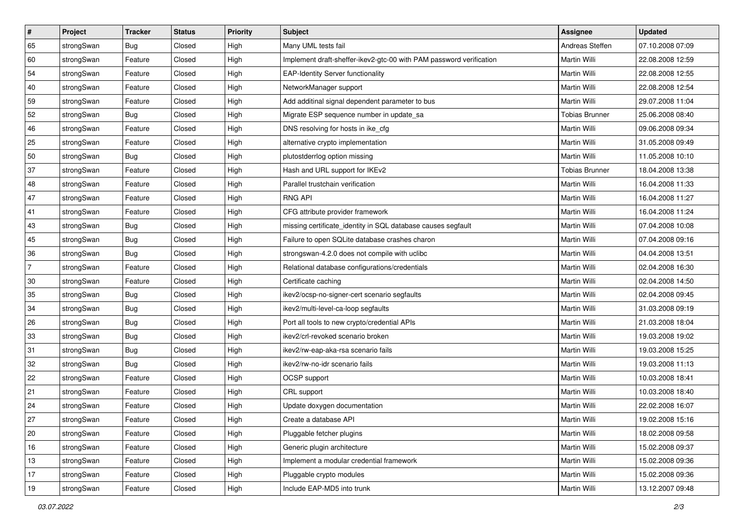| # | Project | Tracker | Status | Priority | Subject | Assignee | Updated |
|---|---|---|---|---|---|---|---|
| 65 | strongSwan | Bug | Closed | High | Many UML tests fail | Andreas Steffen | 07.10.2008 07:09 |
| 60 | strongSwan | Feature | Closed | High | Implement draft-sheffer-ikev2-gtc-00 with PAM password verification | Martin Willi | 22.08.2008 12:59 |
| 54 | strongSwan | Feature | Closed | High | EAP-Identity Server functionality | Martin Willi | 22.08.2008 12:55 |
| 40 | strongSwan | Feature | Closed | High | NetworkManager support | Martin Willi | 22.08.2008 12:54 |
| 59 | strongSwan | Feature | Closed | High | Add additinal signal dependent parameter to bus | Martin Willi | 29.07.2008 11:04 |
| 52 | strongSwan | Bug | Closed | High | Migrate ESP sequence number in update_sa | Tobias Brunner | 25.06.2008 08:40 |
| 46 | strongSwan | Feature | Closed | High | DNS resolving for hosts in ike_cfg | Martin Willi | 09.06.2008 09:34 |
| 25 | strongSwan | Feature | Closed | High | alternative crypto implementation | Martin Willi | 31.05.2008 09:49 |
| 50 | strongSwan | Bug | Closed | High | plutostderrlog option missing | Martin Willi | 11.05.2008 10:10 |
| 37 | strongSwan | Feature | Closed | High | Hash and URL support for IKEv2 | Tobias Brunner | 18.04.2008 13:38 |
| 48 | strongSwan | Feature | Closed | High | Parallel trustchain verification | Martin Willi | 16.04.2008 11:33 |
| 47 | strongSwan | Feature | Closed | High | RNG API | Martin Willi | 16.04.2008 11:27 |
| 41 | strongSwan | Feature | Closed | High | CFG attribute provider framework | Martin Willi | 16.04.2008 11:24 |
| 43 | strongSwan | Bug | Closed | High | missing certificate_identity in SQL database causes segfault | Martin Willi | 07.04.2008 10:08 |
| 45 | strongSwan | Bug | Closed | High | Failure to open SQLite database crashes charon | Martin Willi | 07.04.2008 09:16 |
| 36 | strongSwan | Bug | Closed | High | strongswan-4.2.0 does not compile with uclibc | Martin Willi | 04.04.2008 13:51 |
| 7 | strongSwan | Feature | Closed | High | Relational database configurations/credentials | Martin Willi | 02.04.2008 16:30 |
| 30 | strongSwan | Feature | Closed | High | Certificate caching | Martin Willi | 02.04.2008 14:50 |
| 35 | strongSwan | Bug | Closed | High | ikev2/ocsp-no-signer-cert scenario segfaults | Martin Willi | 02.04.2008 09:45 |
| 34 | strongSwan | Bug | Closed | High | ikev2/multi-level-ca-loop segfaults | Martin Willi | 31.03.2008 09:19 |
| 26 | strongSwan | Bug | Closed | High | Port all tools to new crypto/credential APIs | Martin Willi | 21.03.2008 18:04 |
| 33 | strongSwan | Bug | Closed | High | ikev2/crl-revoked scenario broken | Martin Willi | 19.03.2008 19:02 |
| 31 | strongSwan | Bug | Closed | High | ikev2/rw-eap-aka-rsa scenario fails | Martin Willi | 19.03.2008 15:25 |
| 32 | strongSwan | Bug | Closed | High | ikev2/rw-no-idr scenario fails | Martin Willi | 19.03.2008 11:13 |
| 22 | strongSwan | Feature | Closed | High | OCSP support | Martin Willi | 10.03.2008 18:41 |
| 21 | strongSwan | Feature | Closed | High | CRL support | Martin Willi | 10.03.2008 18:40 |
| 24 | strongSwan | Feature | Closed | High | Update doxygen documentation | Martin Willi | 22.02.2008 16:07 |
| 27 | strongSwan | Feature | Closed | High | Create a database API | Martin Willi | 19.02.2008 15:16 |
| 20 | strongSwan | Feature | Closed | High | Pluggable fetcher plugins | Martin Willi | 18.02.2008 09:58 |
| 16 | strongSwan | Feature | Closed | High | Generic plugin architecture | Martin Willi | 15.02.2008 09:37 |
| 13 | strongSwan | Feature | Closed | High | Implement a modular credential framework | Martin Willi | 15.02.2008 09:36 |
| 17 | strongSwan | Feature | Closed | High | Pluggable crypto modules | Martin Willi | 15.02.2008 09:36 |
| 19 | strongSwan | Feature | Closed | High | Include EAP-MD5 into trunk | Martin Willi | 13.12.2007 09:48 |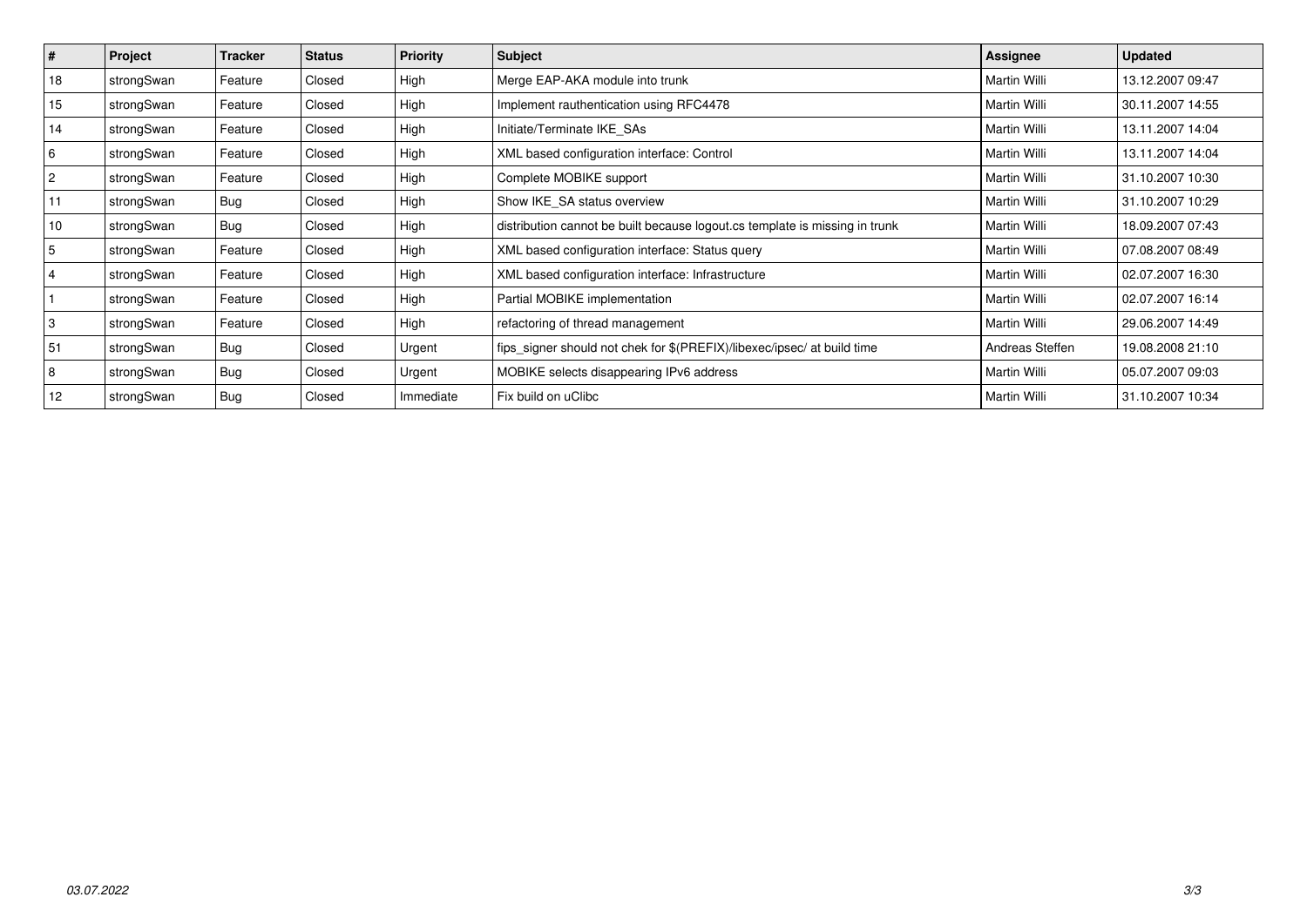| # | Project | Tracker | Status | Priority | Subject | Assignee | Updated |
|---|---|---|---|---|---|---|---|
| 18 | strongSwan | Feature | Closed | High | Merge EAP-AKA module into trunk | Martin Willi | 13.12.2007 09:47 |
| 15 | strongSwan | Feature | Closed | High | Implement rauthentication using RFC4478 | Martin Willi | 30.11.2007 14:55 |
| 14 | strongSwan | Feature | Closed | High | Initiate/Terminate IKE_SAs | Martin Willi | 13.11.2007 14:04 |
| 6 | strongSwan | Feature | Closed | High | XML based configuration interface: Control | Martin Willi | 13.11.2007 14:04 |
| 2 | strongSwan | Feature | Closed | High | Complete MOBIKE support | Martin Willi | 31.10.2007 10:30 |
| 11 | strongSwan | Bug | Closed | High | Show IKE_SA status overview | Martin Willi | 31.10.2007 10:29 |
| 10 | strongSwan | Bug | Closed | High | distribution cannot be built because logout.cs template is missing in trunk | Martin Willi | 18.09.2007 07:43 |
| 5 | strongSwan | Feature | Closed | High | XML based configuration interface: Status query | Martin Willi | 07.08.2007 08:49 |
| 4 | strongSwan | Feature | Closed | High | XML based configuration interface: Infrastructure | Martin Willi | 02.07.2007 16:30 |
| 1 | strongSwan | Feature | Closed | High | Partial MOBIKE implementation | Martin Willi | 02.07.2007 16:14 |
| 3 | strongSwan | Feature | Closed | High | refactoring of thread management | Martin Willi | 29.06.2007 14:49 |
| 51 | strongSwan | Bug | Closed | Urgent | fips_signer should not chek for $(PREFIX)/libexec/ipsec/ at build time | Andreas Steffen | 19.08.2008 21:10 |
| 8 | strongSwan | Bug | Closed | Urgent | MOBIKE selects disappearing IPv6 address | Martin Willi | 05.07.2007 09:03 |
| 12 | strongSwan | Bug | Closed | Immediate | Fix build on uClibc | Martin Willi | 31.10.2007 10:34 |